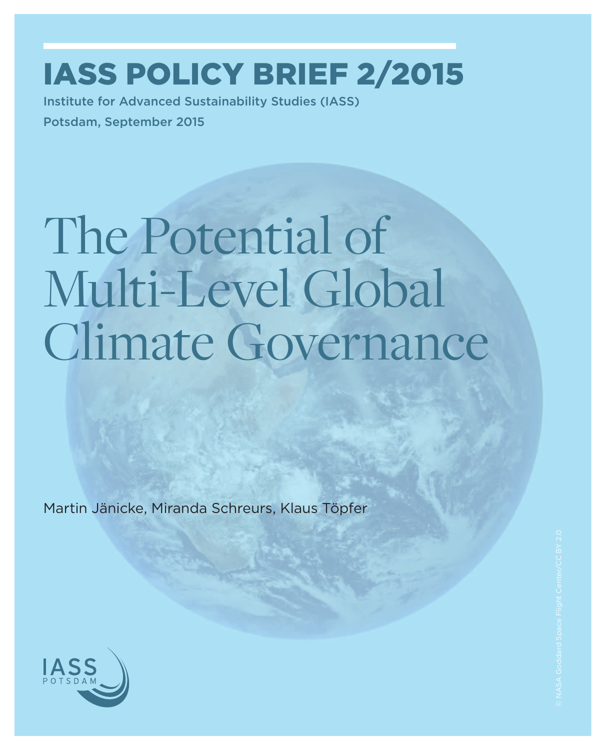# IASS POLICY BRIEF 2/2015

Institute for Advanced Sustainability Studies (IASS)

Potsdam, September 2015

# The Potential of Multi-Level Global Climate Governance

Martin Jänicke, Miranda Schreurs, Klaus Töpfer

© NASA Goddard Space Flight Center/CC BY 2.0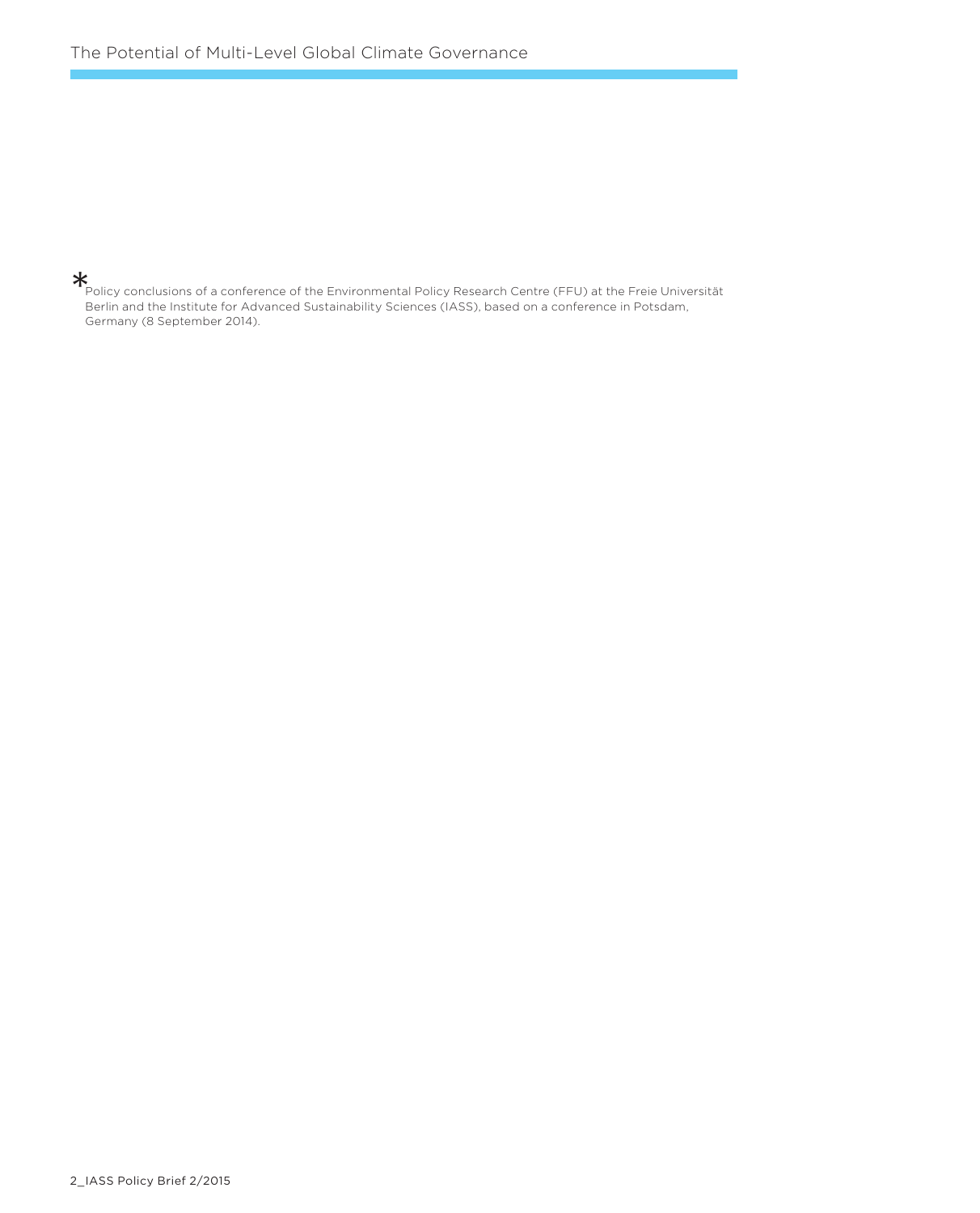* Policy conclusions of a conference of the Environmental Policy Research Centre (FFU) at the Freie Universität Berlin and the Institute for Advanced Sustainability Sciences (IASS), based on a conference in Potsdam, Germany (8 September 2014).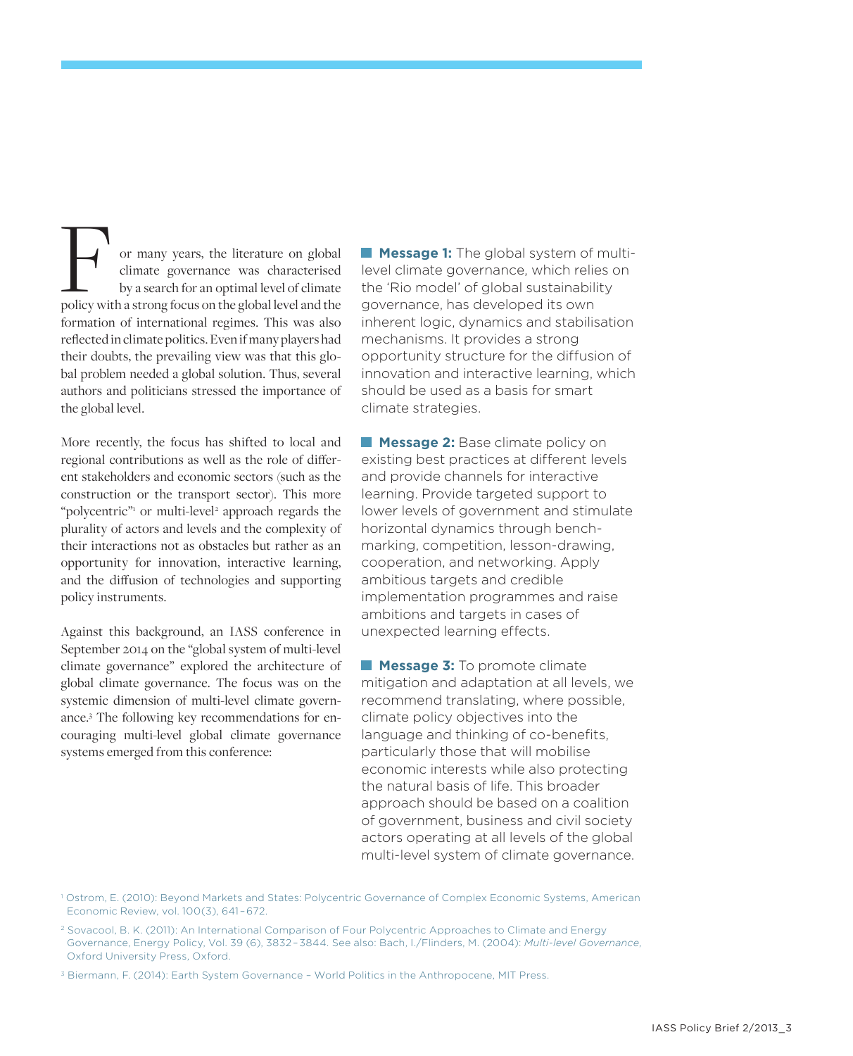For many years, the literature on global climate governance was characterised by a search for an optimal level of climate policy with a strong focus on the global level and the formation of international regimes. This was also reflected in climate politics. Even if many players had their doubts, the prevailing view was that this global problem needed a global solution. Thus, several authors and politicians stressed the importance of the global level.

More recently, the focus has shifted to local and regional contributions as well as the role of different stakeholders and economic sectors (such as the construction or the transport sector). This more "polycentric"[1] or multi-level[2] approach regards the plurality of actors and levels and the complexity of their interactions not as obstacles but rather as an opportunity for innovation, interactive learning, and the diffusion of technologies and supporting policy instruments.

Against this background, an IASS conference in September 2014 on the "global system of multi-level climate governance" explored the architecture of global climate governance. The focus was on the systemic dimension of multi-level climate governance.[3] The following key recommendations for encouraging multi-level global climate governance systems emerged from this conference:

**Message 1:** The global system of multi-level climate governance, which relies on the 'Rio model' of global sustainability governance, has developed its own inherent logic, dynamics and stabilisation mechanisms. It provides a strong opportunity structure for the diffusion of innovation and interactive learning, which should be used as a basis for smart climate strategies.

**Message 2:** Base climate policy on existing best practices at different levels and provide channels for interactive learning. Provide targeted support to lower levels of government and stimulate horizontal dynamics through benchmarking, competition, lesson-drawing, cooperation, and networking. Apply ambitious targets and credible implementation programmes and raise ambitions and targets in cases of unexpected learning effects.

**Message 3:** To promote climate mitigation and adaptation at all levels, we recommend translating, where possible, climate policy objectives into the language and thinking of co-benefits, particularly those that will mobilise economic interests while also protecting the natural basis of life. This broader approach should be based on a coalition of government, business and civil society actors operating at all levels of the global multi-level system of climate governance.

[1] Ostrom, E. (2010): Beyond Markets and States: Polycentric Governance of Complex Economic Systems, American Economic Review, vol. 100(3), 641 – 672.

[2] Sovacool, B. K. (2011): An International Comparison of Four Polycentric Approaches to Climate and Energy Governance, Energy Policy, Vol. 39 (6), 3832 – 3844. See also: Bach, I./Flinders, M. (2004): *Multi-level Governance*, Oxford University Press, Oxford.

[3] Biermann, F. (2014): Earth System Governance – World Politics in the Anthropocene, MIT Press.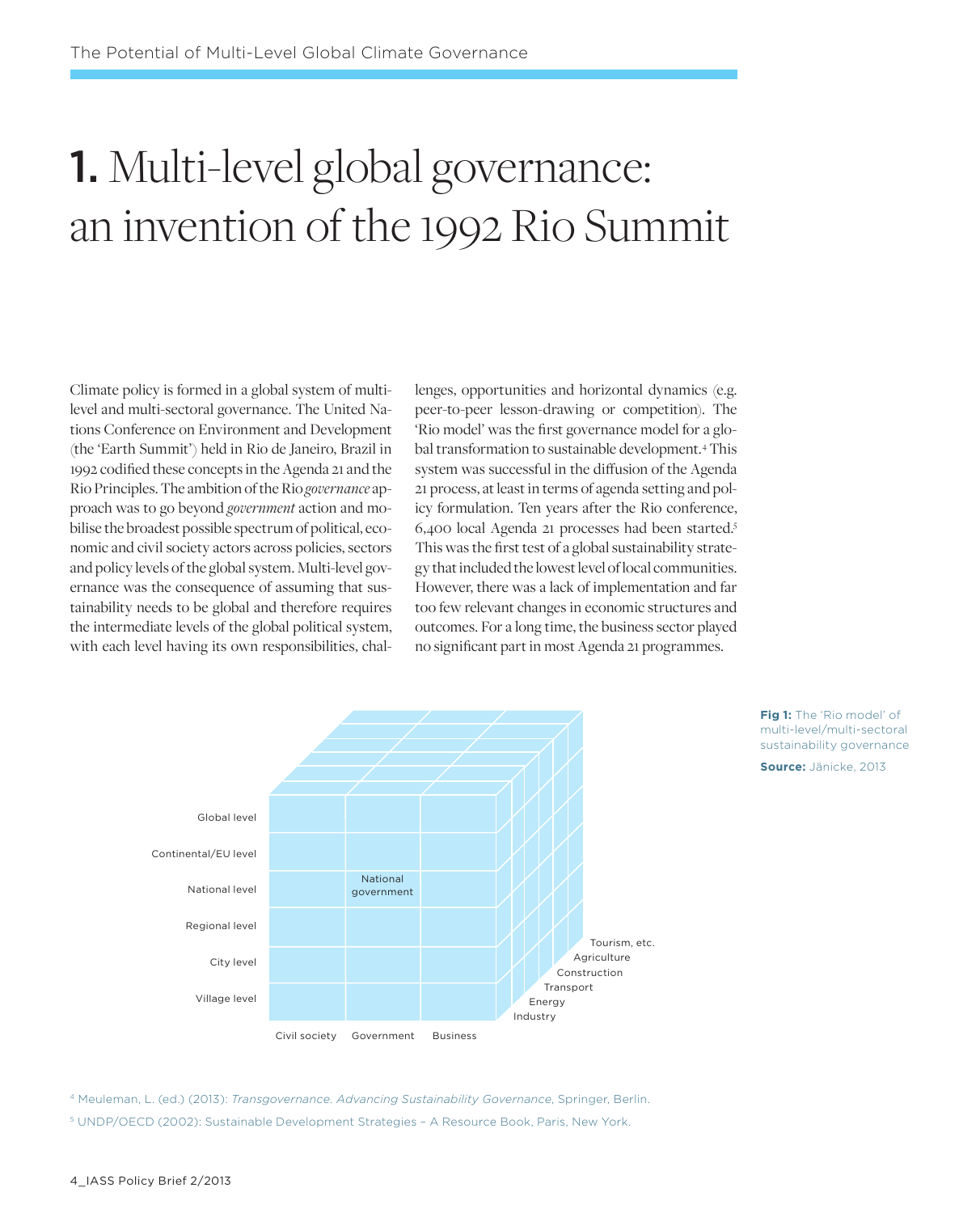# 1. Multi-level global governance: an invention of the 1992 Rio Summit

Climate policy is formed in a global system of multi-level and multi-sectoral governance. The United Nations Conference on Environment and Development (the 'Earth Summit') held in Rio de Janeiro, Brazil in 1992 codified these concepts in the Agenda 21 and the Rio Principles. The ambition of the Rio *governance* approach was to go beyond *government* action and mobilise the broadest possible spectrum of political, economic and civil society actors across policies, sectors and policy levels of the global system. Multi-level governance was the consequence of assuming that sustainability needs to be global and therefore requires the intermediate levels of the global political system, with each level having its own responsibilities, challenges, opportunities and horizontal dynamics (e.g. peer-to-peer lesson-drawing or competition). The 'Rio model' was the first governance model for a global transformation to sustainable development.[4] This system was successful in the diffusion of the Agenda 21 process, at least in terms of agenda setting and policy formulation. Ten years after the Rio conference, 6,400 local Agenda 21 processes had been started.[5] This was the first test of a global sustainability strategy that included the lowest level of local communities. However, there was a lack of implementation and far too few relevant changes in economic structures and outcomes. For a long time, the business sector played no significant part in most Agenda 21 programmes.

Global level
Continental/EU level
National level
Regional level
City level
Village level

National government

Civil society | Government | Business

Tourism, etc.
Agriculture
Construction
Transport
Energy
Industry

**Fig 1:** The 'Rio model' of multi-level/multi-sectoral sustainability governance

**Source:** Jänicke, 2013

[4] Meuleman, L. (ed.) (2013): *Transgovernance. Advancing Sustainability Governance*, Springer, Berlin.

[5] UNDP/OECD (2002): Sustainable Development Strategies – A Resource Book, Paris, New York.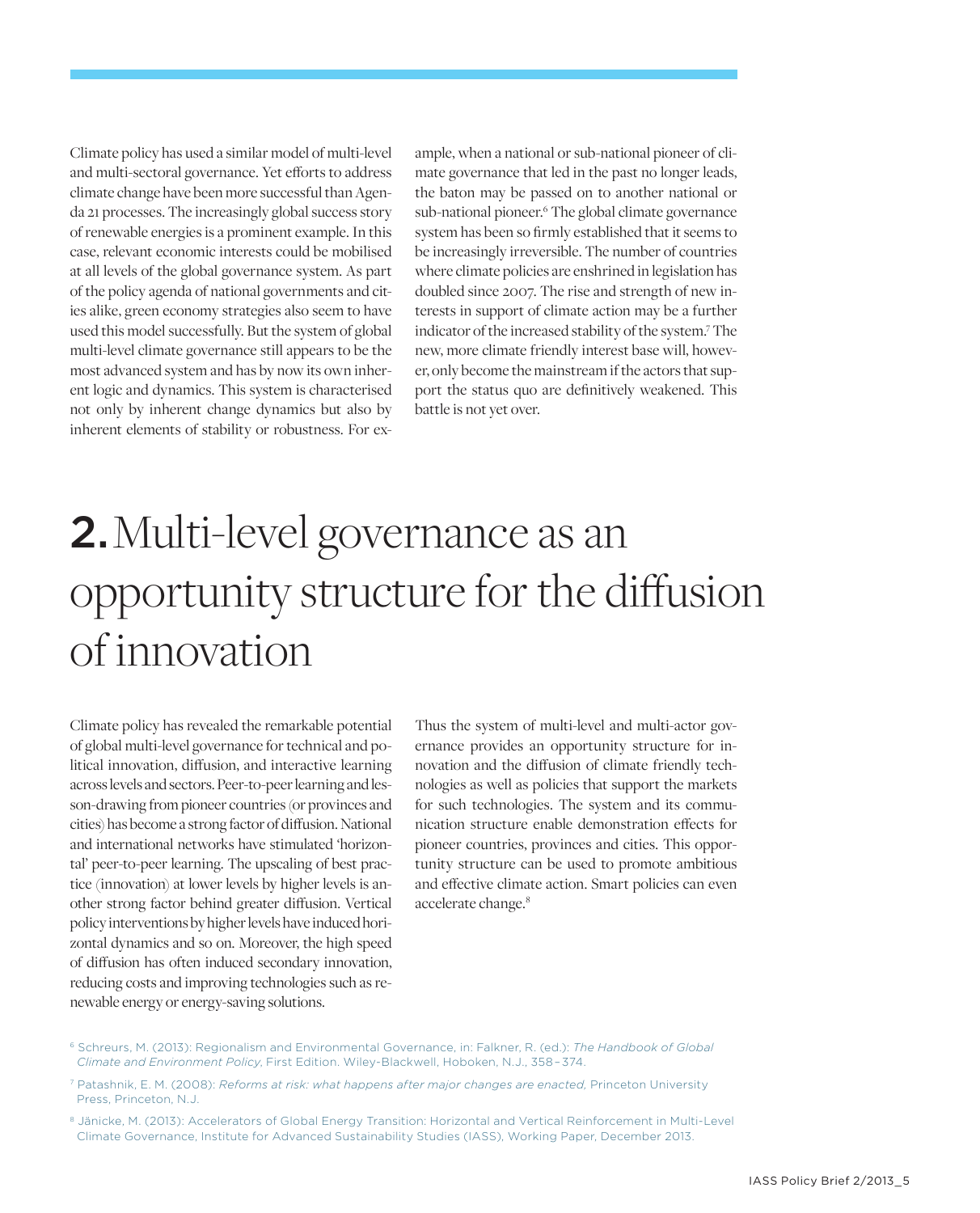Climate policy has used a similar model of multi-level and multi-sectoral governance. Yet efforts to address climate change have been more successful than Agenda 21 processes. The increasingly global success story of renewable energies is a prominent example. In this case, relevant economic interests could be mobilised at all levels of the global governance system. As part of the policy agenda of national governments and cities alike, green economy strategies also seem to have used this model successfully. But the system of global multi-level climate governance still appears to be the most advanced system and has by now its own inherent logic and dynamics. This system is characterised not only by inherent change dynamics but also by inherent elements of stability or robustness. For example, when a national or sub-national pioneer of climate governance that led in the past no longer leads, the baton may be passed on to another national or sub-national pioneer.[6] The global climate governance system has been so firmly established that it seems to be increasingly irreversible. The number of countries where climate policies are enshrined in legislation has doubled since 2007. The rise and strength of new interests in support of climate action may be a further indicator of the increased stability of the system.[7] The new, more climate friendly interest base will, however, only become the mainstream if the actors that support the status quo are definitively weakened. This battle is not yet over.

# 2. Multi-level governance as an opportunity structure for the diffusion of innovation

Climate policy has revealed the remarkable potential of global multi-level governance for technical and political innovation, diffusion, and interactive learning across levels and sectors. Peer-to-peer learning and lesson-drawing from pioneer countries (or provinces and cities) has become a strong factor of diffusion. National and international networks have stimulated 'horizontal' peer-to-peer learning. The upscaling of best practice (innovation) at lower levels by higher levels is another strong factor behind greater diffusion. Vertical policy interventions by higher levels have induced horizontal dynamics and so on. Moreover, the high speed of diffusion has often induced secondary innovation, reducing costs and improving technologies such as renewable energy or energy-saving solutions.

Thus the system of multi-level and multi-actor governance provides an opportunity structure for innovation and the diffusion of climate friendly technologies as well as policies that support the markets for such technologies. The system and its communication structure enable demonstration effects for pioneer countries, provinces and cities. This opportunity structure can be used to promote ambitious and effective climate action. Smart policies can even accelerate change.[8]

[6] Schreurs, M. (2013): Regionalism and Environmental Governance, in: Falkner, R. (ed.): *The Handbook of Global Climate and Environment Policy*, First Edition. Wiley-Blackwell, Hoboken, N.J., 358–374.

[7] Patashnik, E. M. (2008): *Reforms at risk: what happens after major changes are enacted,* Princeton University Press, Princeton, N.J.

[8] Jänicke, M. (2013): Accelerators of Global Energy Transition: Horizontal and Vertical Reinforcement in Multi-Level Climate Governance, Institute for Advanced Sustainability Studies (IASS), Working Paper, December 2013.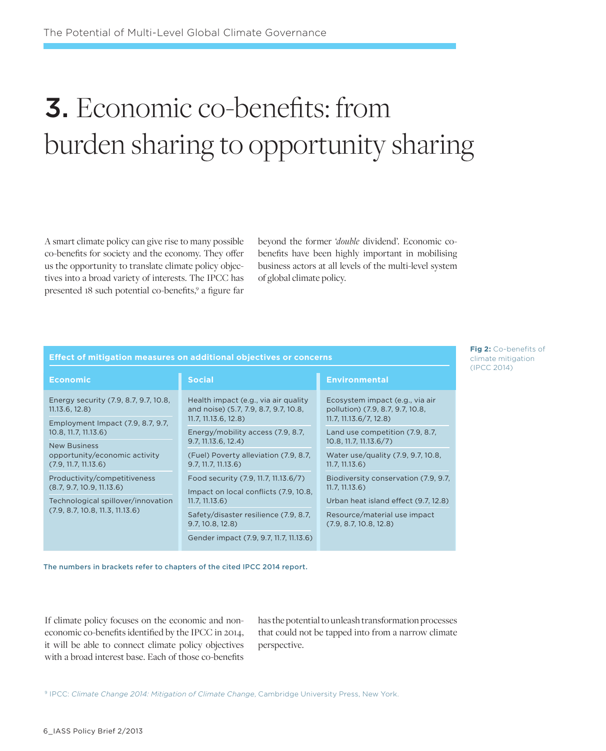# 3. Economic co-benefits: from burden sharing to opportunity sharing

A smart climate policy can give rise to many possible co-benefits for society and the economy. They offer us the opportunity to translate climate policy objectives into a broad variety of interests. The IPCC has presented 18 such potential co-benefits,[9] a figure far beyond the former *'double* dividend'. Economic co-benefits have been highly important in mobilising business actors at all levels of the multi-level system of global climate policy.

**Effect of mitigation measures on additional objectives or concerns**

| Economic | Social | Environmental |
|---|---|---|
| Energy security (7.9, 8.7, 9.7, 10.8, 11.13.6, 12.8) | Health impact (e.g., via air quality and noise) (5.7, 7.9, 8.7, 9.7, 10.8, 11.7, 11.13.6, 12.8) | Ecosystem impact (e.g., via air pollution) (7.9, 8.7, 9.7, 10.8, 11.7, 11.13.6/7, 12.8) |
| Employment Impact (7.9, 8.7, 9.7, 10.8, 11.7, 11.13.6) | Energy/mobility access (7.9, 8.7, 9.7, 11.13.6, 12.4) | Land use competition (7.9, 8.7, 10.8, 11.7, 11.13.6/7) |
| New Business opportunity/economic activity (7.9, 11.7, 11.13.6) | (Fuel) Poverty alleviation (7.9, 8.7, 9.7, 11.7, 11.13.6) | Water use/quality (7.9, 9.7, 10.8, 11.7, 11.13.6) |
| Productivity/competitiveness (8.7, 9.7, 10.9, 11.13.6) | Food security (7.9, 11.7, 11.13.6/7) | Biodiversity conservation (7.9, 9.7, 11.7, 11.13.6) |
| Technological spillover/innovation (7.9, 8.7, 10.8, 11.3, 11.13.6) | Impact on local conflicts (7.9, 10.8, 11.7, 11.13.6) | Urban heat island effect (9.7, 12.8) |
| | Safety/disaster resilience (7.9, 8.7, 9.7, 10.8, 12.8) | Resource/material use impact (7.9, 8.7, 10.8, 12.8) |
| | Gender impact (7.9, 9.7, 11.7, 11.13.6) | |

The numbers in brackets refer to chapters of the cited IPCC 2014 report.

**Fig 2:** Co-benefits of climate mitigation (IPCC 2014)

If climate policy focuses on the economic and non-economic co-benefits identified by the IPCC in 2014, it will be able to connect climate policy objectives with a broad interest base. Each of those co-benefits has the potential to unleash transformation processes that could not be tapped into from a narrow climate perspective.

[9] IPCC: *Climate Change 2014: Mitigation of Climate Change*, Cambridge University Press, New York.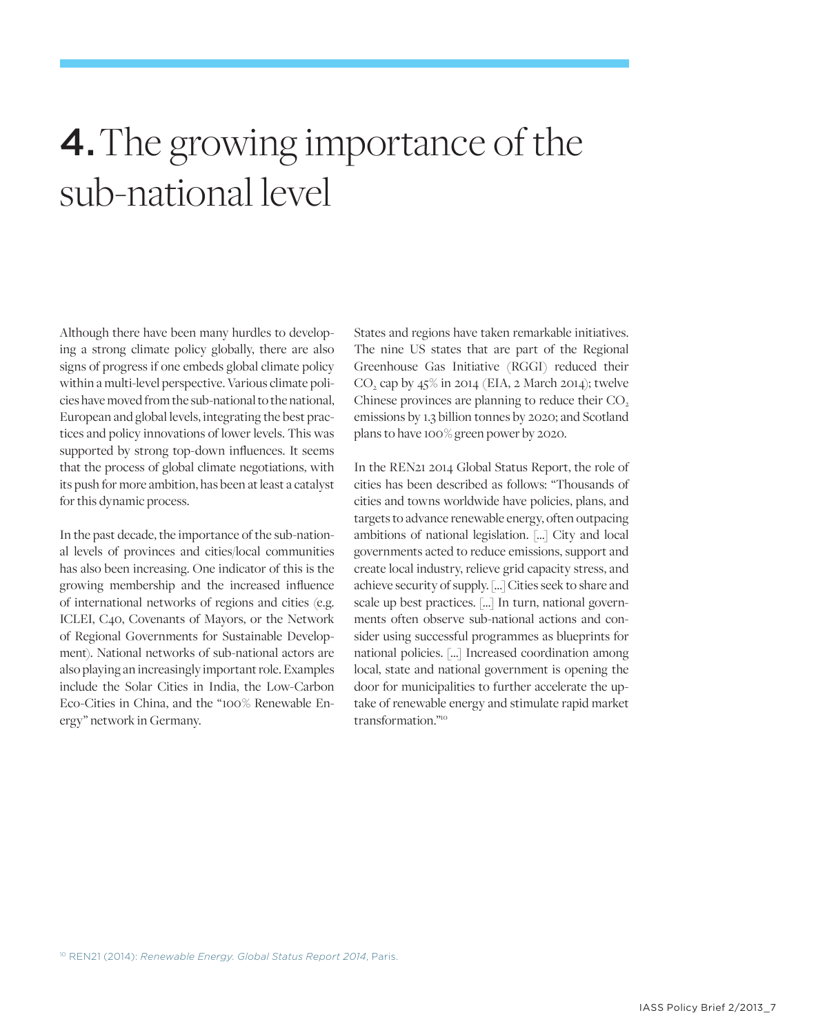# 4. The growing importance of the sub-national level

Although there have been many hurdles to developing a strong climate policy globally, there are also signs of progress if one embeds global climate policy within a multi-level perspective. Various climate policies have moved from the sub-national to the national, European and global levels, integrating the best practices and policy innovations of lower levels. This was supported by strong top-down influences. It seems that the process of global climate negotiations, with its push for more ambition, has been at least a catalyst for this dynamic process.

In the past decade, the importance of the sub-national levels of provinces and cities/local communities has also been increasing. One indicator of this is the growing membership and the increased influence of international networks of regions and cities (e.g. ICLEI, C40, Covenants of Mayors, or the Network of Regional Governments for Sustainable Development). National networks of sub-national actors are also playing an increasingly important role. Examples include the Solar Cities in India, the Low-Carbon Eco-Cities in China, and the "100% Renewable Energy" network in Germany.

States and regions have taken remarkable initiatives. The nine US states that are part of the Regional Greenhouse Gas Initiative (RGGI) reduced their $CO_2$ cap by 45% in 2014 (EIA, 2 March 2014); twelve Chinese provinces are planning to reduce their $CO_2$ emissions by 1.3 billion tonnes by 2020; and Scotland plans to have 100% green power by 2020.

In the REN21 2014 Global Status Report, the role of cities has been described as follows: "Thousands of cities and towns worldwide have policies, plans, and targets to advance renewable energy, often outpacing ambitions of national legislation. [...] City and local governments acted to reduce emissions, support and create local industry, relieve grid capacity stress, and achieve security of supply. [...] Cities seek to share and scale up best practices. [...] In turn, national governments often observe sub-national actions and consider using successful programmes as blueprints for national policies. [...] Increased coordination among local, state and national government is opening the door for municipalities to further accelerate the uptake of renewable energy and stimulate rapid market transformation."[10]

[10] REN21 (2014): *Renewable Energy. Global Status Report 2014*, Paris.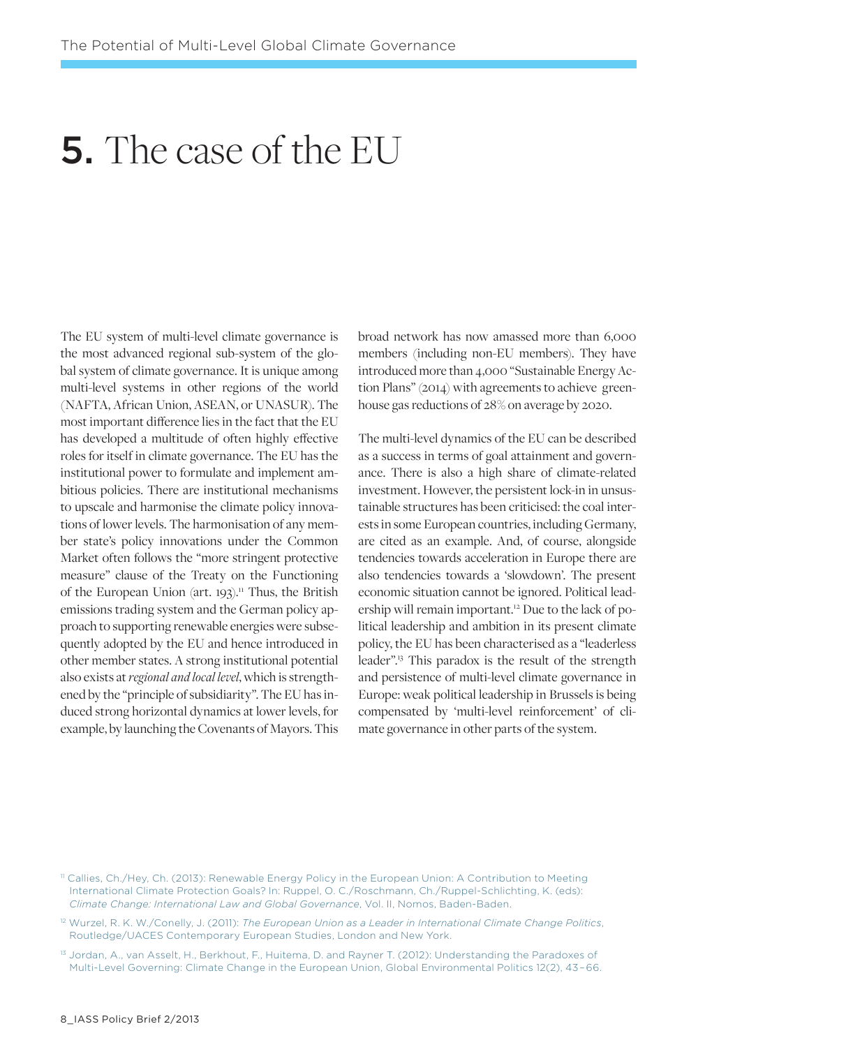# 5. The case of the EU

The EU system of multi-level climate governance is the most advanced regional sub-system of the global system of climate governance. It is unique among multi-level systems in other regions of the world (NAFTA, African Union, ASEAN, or UNASUR). The most important difference lies in the fact that the EU has developed a multitude of often highly effective roles for itself in climate governance. The EU has the institutional power to formulate and implement ambitious policies. There are institutional mechanisms to upscale and harmonise the climate policy innovations of lower levels. The harmonisation of any member state's policy innovations under the Common Market often follows the "more stringent protective measure" clause of the Treaty on the Functioning of the European Union (art. 193).[11] Thus, the British emissions trading system and the German policy approach to supporting renewable energies were subsequently adopted by the EU and hence introduced in other member states. A strong institutional potential also exists at *regional and local level*, which is strengthened by the "principle of subsidiarity". The EU has induced strong horizontal dynamics at lower levels, for example, by launching the Covenants of Mayors. This broad network has now amassed more than 6,000 members (including non-EU members). They have introduced more than 4,000 "Sustainable Energy Action Plans" (2014) with agreements to achieve greenhouse gas reductions of 28% on average by 2020.

The multi-level dynamics of the EU can be described as a success in terms of goal attainment and governance. There is also a high share of climate-related investment. However, the persistent lock-in in unsustainable structures has been criticised: the coal interests in some European countries, including Germany, are cited as an example. And, of course, alongside tendencies towards acceleration in Europe there are also tendencies towards a 'slowdown'. The present economic situation cannot be ignored. Political leadership will remain important.[12] Due to the lack of political leadership and ambition in its present climate policy, the EU has been characterised as a "leaderless leader".[13] This paradox is the result of the strength and persistence of multi-level climate governance in Europe: weak political leadership in Brussels is being compensated by 'multi-level reinforcement' of climate governance in other parts of the system.

---

[11] Callies, Ch./Hey, Ch. (2013): Renewable Energy Policy in the European Union: A Contribution to Meeting International Climate Protection Goals? In: Ruppel, O. C./Roschmann, Ch./Ruppel-Schlichting, K. (eds): *Climate Change: International Law and Global Governance*, Vol. II, Nomos, Baden-Baden.

[12] Wurzel, R. K. W./Conelly, J. (2011): *The European Union as a Leader in International Climate Change Politics*, Routledge/UACES Contemporary European Studies, London and New York.

[13] Jordan, A., van Asselt, H., Berkhout, F., Huitema, D. and Rayner T. (2012): Understanding the Paradoxes of Multi-Level Governing: Climate Change in the European Union, Global Environmental Politics 12(2), 43–66.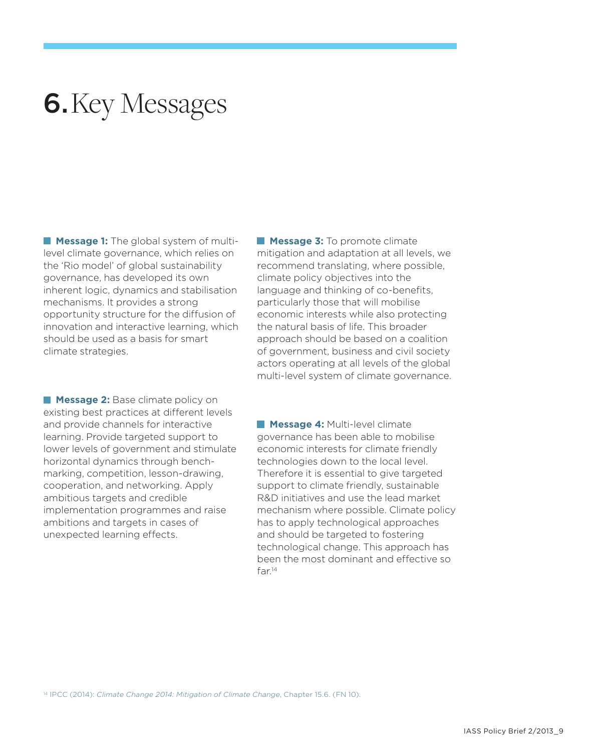# 6. Key Messages

**Message 1:** The global system of multi-level climate governance, which relies on the 'Rio model' of global sustainability governance, has developed its own inherent logic, dynamics and stabilisation mechanisms. It provides a strong opportunity structure for the diffusion of innovation and interactive learning, which should be used as a basis for smart climate strategies.

**Message 2:** Base climate policy on existing best practices at different levels and provide channels for interactive learning. Provide targeted support to lower levels of government and stimulate horizontal dynamics through bench-marking, competition, lesson-drawing, cooperation, and networking. Apply ambitious targets and credible implementation programmes and raise ambitions and targets in cases of unexpected learning effects.

**Message 3:** To promote climate mitigation and adaptation at all levels, we recommend translating, where possible, climate policy objectives into the language and thinking of co-benefits, particularly those that will mobilise economic interests while also protecting the natural basis of life. This broader approach should be based on a coalition of government, business and civil society actors operating at all levels of the global multi-level system of climate governance.

**Message 4:** Multi-level climate governance has been able to mobilise economic interests for climate friendly technologies down to the local level. Therefore it is essential to give targeted support to climate friendly, sustainable R&D initiatives and use the lead market mechanism where possible. Climate policy has to apply technological approaches and should be targeted to fostering technological change. This approach has been the most dominant and effective so far.[14]

[14] IPCC (2014): *Climate Change 2014: Mitigation of Climate Change*, Chapter 15.6. (FN 10).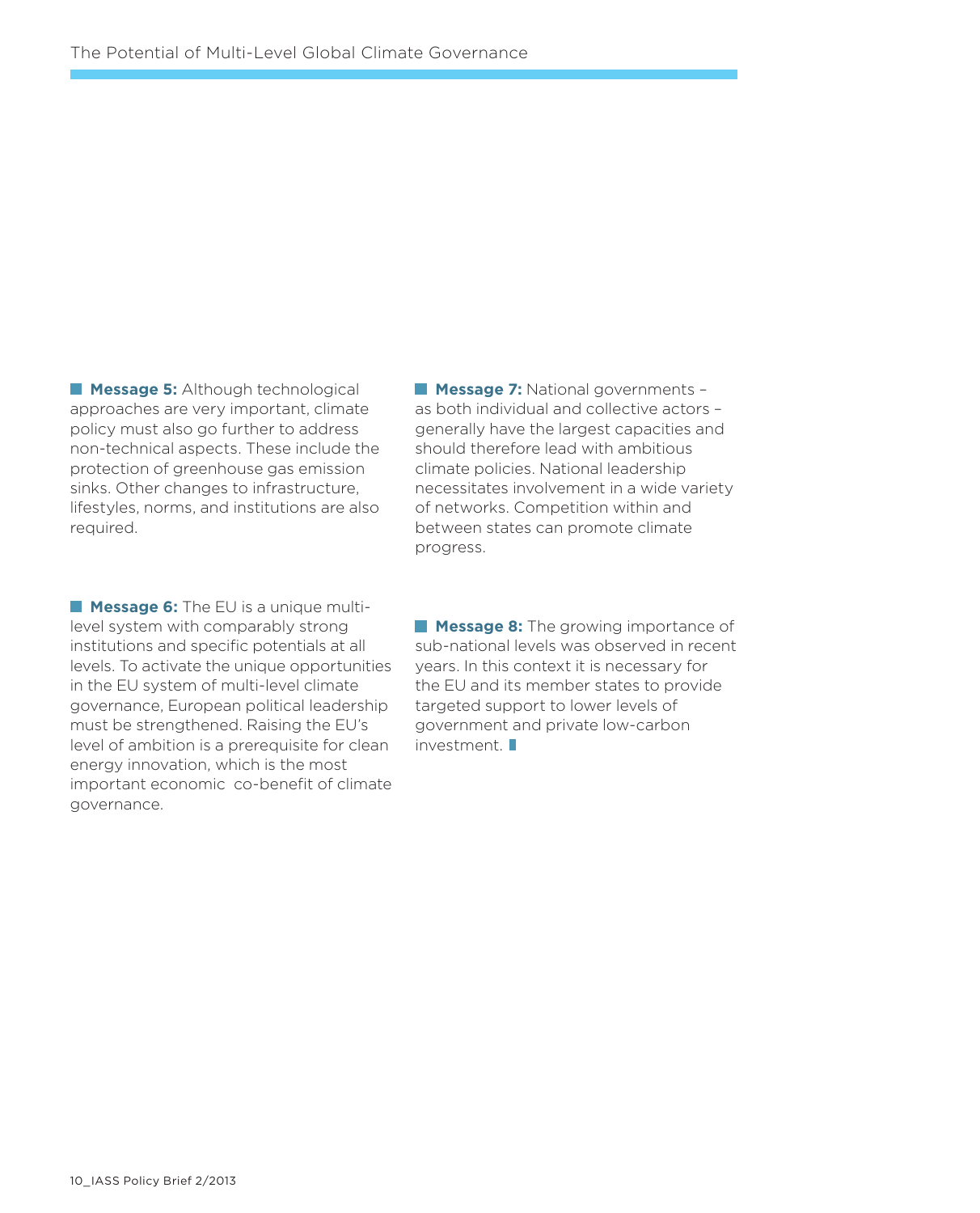**Message 5:** Although technological approaches are very important, climate policy must also go further to address non-technical aspects. These include the protection of greenhouse gas emission sinks. Other changes to infrastructure, lifestyles, norms, and institutions are also required.

**Message 6:** The EU is a unique multi-level system with comparably strong institutions and specific potentials at all levels. To activate the unique opportunities in the EU system of multi-level climate governance, European political leadership must be strengthened. Raising the EU's level of ambition is a prerequisite for clean energy innovation, which is the most important economic co-benefit of climate governance.

**Message 7:** National governments – as both individual and collective actors – generally have the largest capacities and should therefore lead with ambitious climate policies. National leadership necessitates involvement in a wide variety of networks. Competition within and between states can promote climate progress.

**Message 8:** The growing importance of sub-national levels was observed in recent years. In this context it is necessary for the EU and its member states to provide targeted support to lower levels of government and private low-carbon investment.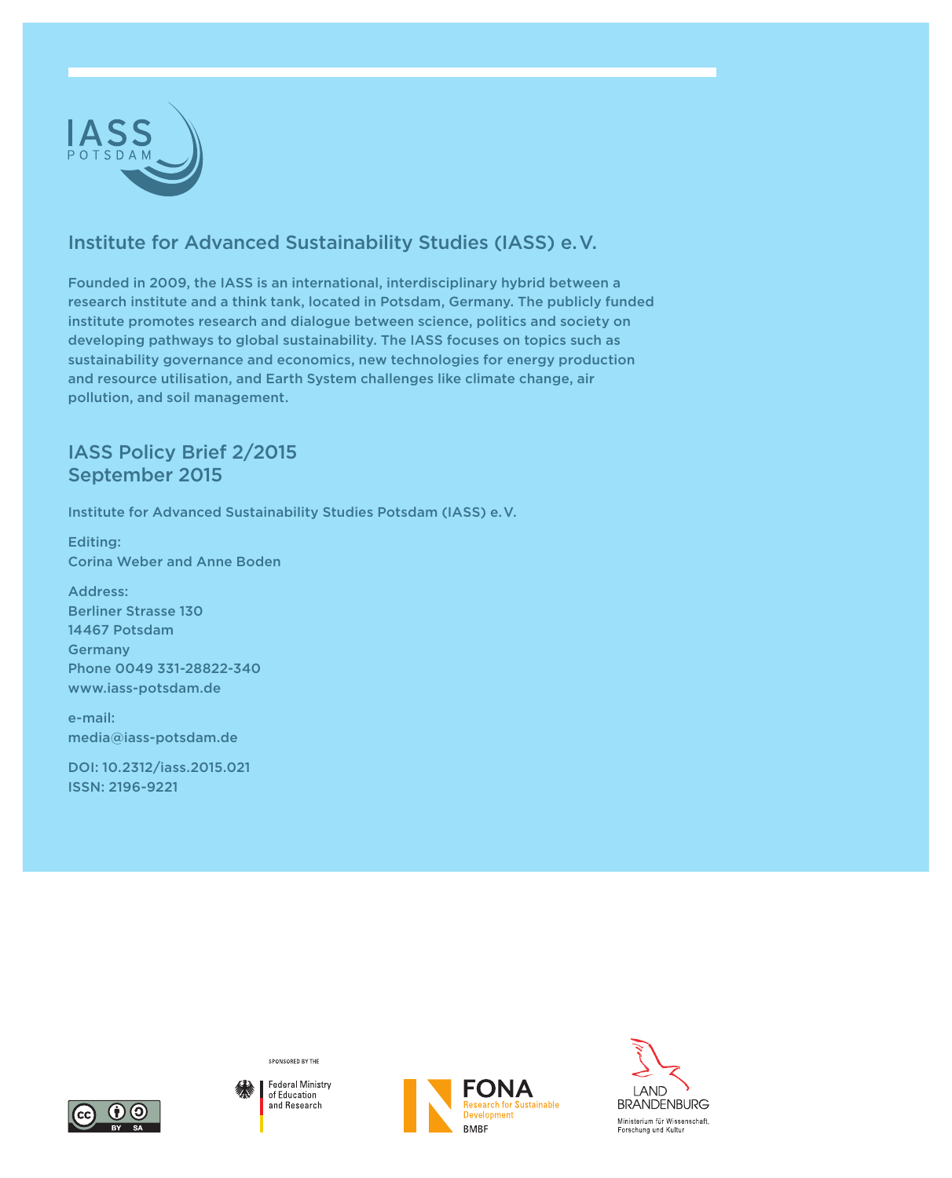IASS POTSDAM

## Institute for Advanced Sustainability Studies (IASS) e.V.

Founded in 2009, the IASS is an international, interdisciplinary hybrid between a research institute and a think tank, located in Potsdam, Germany. The publicly funded institute promotes research and dialogue between science, politics and society on developing pathways to global sustainability. The IASS focuses on topics such as sustainability governance and economics, new technologies for energy production and resource utilisation, and Earth System challenges like climate change, air pollution, and soil management.

## IASS Policy Brief 2/2015
## September 2015

Institute for Advanced Sustainability Studies Potsdam (IASS) e.V.

Editing:
Corina Weber and Anne Boden

Address:
Berliner Strasse 130
14467 Potsdam
Germany
Phone 0049 331-28822-340
www.iass-potsdam.de

e-mail:
media@iass-potsdam.de

DOI: 10.2312/iass.2015.021
ISSN: 2196-9221

SPONSORED BY THE

Federal Ministry of Education and Research

FONA Research for Sustainable Development BMBF

LAND BRANDENBURG
Ministerium für Wissenschaft, Forschung und Kultur